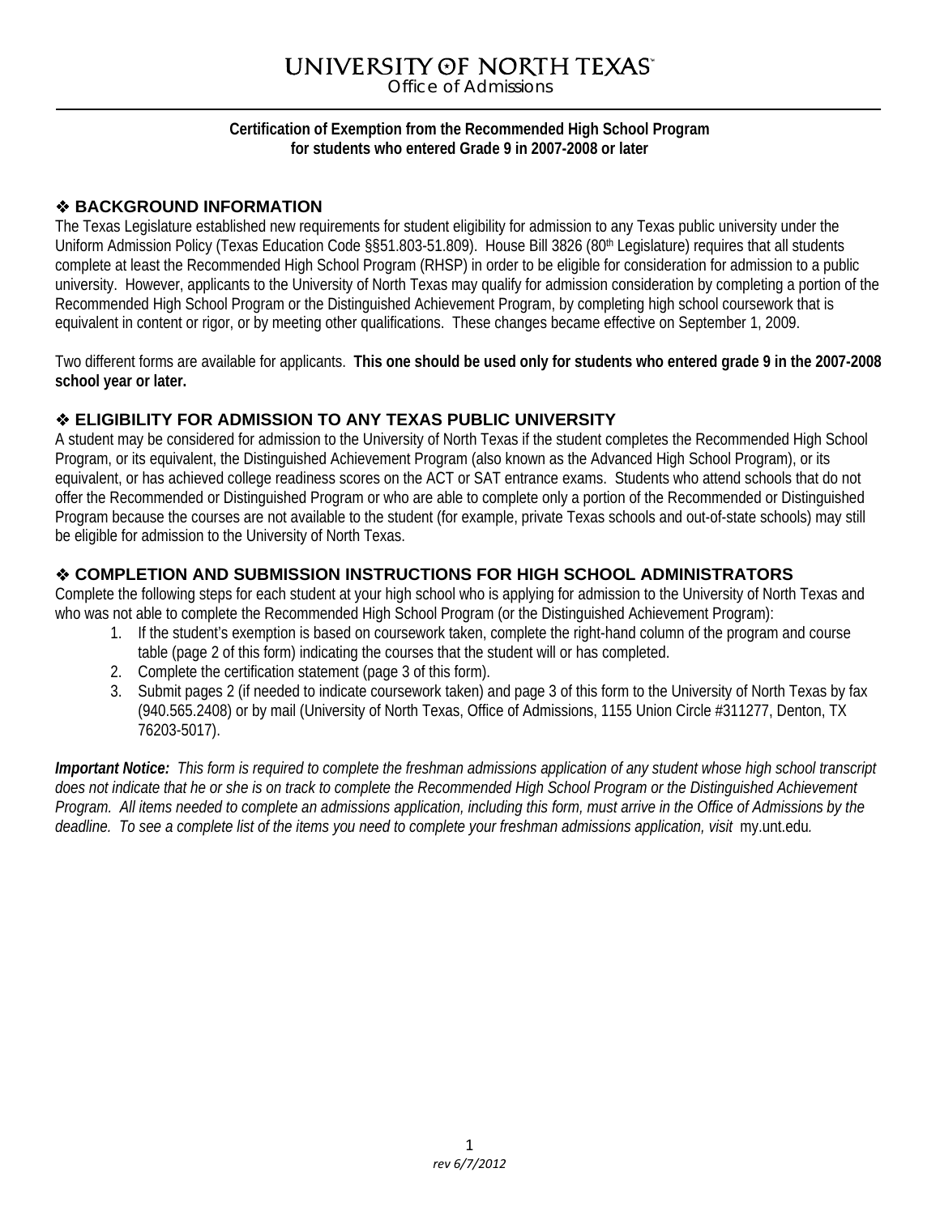# UNIVERSITY OF NORTH TEXAS

Office of Admissions

**Certification of Exemption from the Recommended High School Program for students who entered Grade 9 in 2007-2008 or later**

## ❖ BACKGROUND INFORMATION

The Texas Legislature established new requirements for student eligibility for admission to any Texas public university under the Uniform Admission Policy (Texas Education Code §§51.803-51.809). House Bill 3826 (80th Legislature) requires that all students complete at least the Recommended High School Program (RHSP) in order to be eligible for consideration for admission to a public university. However, applicants to the University of North Texas may qualify for admission consideration by completing a portion of the Recommended High School Program or the Distinguished Achievement Program, by completing high school coursework that is equivalent in content or rigor, or by meeting other qualifications. These changes became effective on September 1, 2009.

Two different forms are available for applicants. **This one should be used only for students who entered grade 9 in the 2007-2008 school year or later.**

## ❖ ELIGIBILITY FOR ADMISSION TO ANY TEXAS PUBLIC UNIVERSITY

A student may be considered for admission to the University of North Texas if the student completes the Recommended High School Program, or its equivalent, the Distinguished Achievement Program (also known as the Advanced High School Program), or its equivalent, or has achieved college readiness scores on the ACT or SAT entrance exams. Students who attend schools that do not offer the Recommended or Distinguished Program or who are able to complete only a portion of the Recommended or Distinguished Program because the courses are not available to the student (for example, private Texas schools and out-of-state schools) may still be eligible for admission to the University of North Texas.

## ❖ COMPLETION AND SUBMISSION INSTRUCTIONS FOR HIGH SCHOOL ADMINISTRATORS

Complete the following steps for each student at your high school who is applying for admission to the University of North Texas and who was not able to complete the Recommended High School Program (or the Distinguished Achievement Program):

1. If the student's exemption is based on coursework taken, complete the right-hand column of the program and course table (page 2 of this form) indicating the courses that the student will or has completed.
2. Complete the certification statement (page 3 of this form).
3. Submit pages 2 (if needed to indicate coursework taken) and page 3 of this form to the University of North Texas by fax (940.565.2408) or by mail (University of North Texas, Office of Admissions, 1155 Union Circle #311277, Denton, TX 76203-5017).

***Important Notice:*** *This form is required to complete the freshman admissions application of any student whose high school transcript does not indicate that he or she is on track to complete the Recommended High School Program or the Distinguished Achievement Program. All items needed to complete an admissions application, including this form, must arrive in the Office of Admissions by the deadline. To see a complete list of the items you need to complete your freshman admissions application, visit* my.unt.edu*.*

*rev 6/7/2012*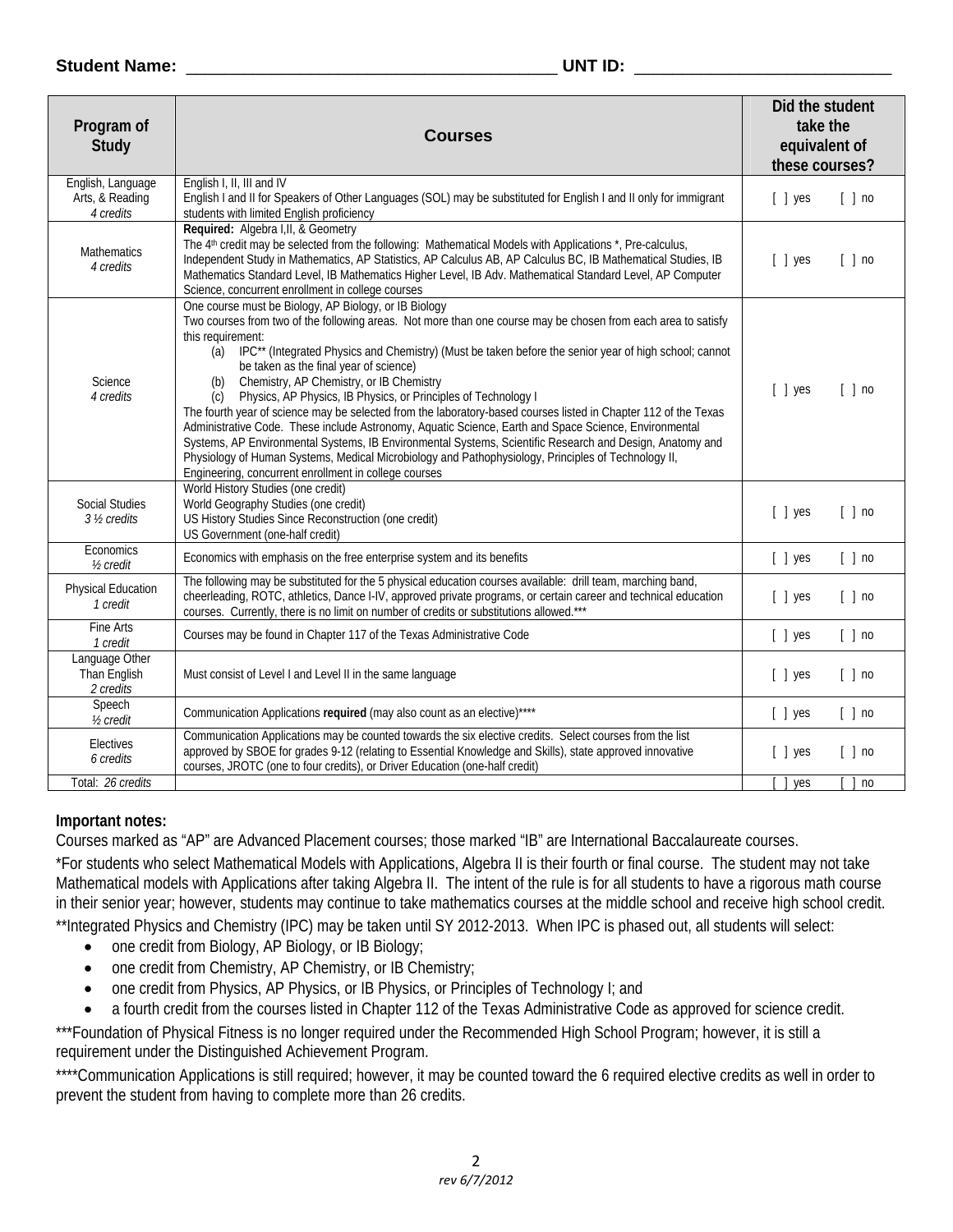**Student Name:** ________________________________________ **UNT ID:** ____________________________

| Program of Study | Courses | Did the student take the equivalent of these courses? |
|---|---|---|
| English, Language Arts, & Reading *4 credits* | English I, II, III and IV<br>English I and II for Speakers of Other Languages (SOL) may be substituted for English I and II only for immigrant students with limited English proficiency | [ ] yes [ ] no |
| Mathematics *4 credits* | **Required:** Algebra I,II, & Geometry<br>The 4th credit may be selected from the following: Mathematical Models with Applications *, Pre-calculus, Independent Study in Mathematics, AP Statistics, AP Calculus AB, AP Calculus BC, IB Mathematical Studies, IB Mathematics Standard Level, IB Mathematics Higher Level, IB Adv. Mathematical Standard Level, AP Computer Science, concurrent enrollment in college courses | [ ] yes [ ] no |
| Science *4 credits* | One course must be Biology, AP Biology, or IB Biology<br>Two courses from two of the following areas. Not more than one course may be chosen from each area to satisfy this requirement:<br>(a) IPC** (Integrated Physics and Chemistry) (Must be taken before the senior year of high school; cannot be taken as the final year of science)<br>(b) Chemistry, AP Chemistry, or IB Chemistry<br>(c) Physics, AP Physics, IB Physics, or Principles of Technology I<br>The fourth year of science may be selected from the laboratory-based courses listed in Chapter 112 of the Texas Administrative Code. These include Astronomy, Aquatic Science, Earth and Space Science, Environmental Systems, AP Environmental Systems, IB Environmental Systems, Scientific Research and Design, Anatomy and Physiology of Human Systems, Medical Microbiology and Pathophysiology, Principles of Technology II, Engineering, concurrent enrollment in college courses | [ ] yes [ ] no |
| Social Studies *3 ½ credits* | World History Studies (one credit)<br>World Geography Studies (one credit)<br>US History Studies Since Reconstruction (one credit)<br>US Government (one-half credit) | [ ] yes [ ] no |
| Economics *½ credit* | Economics with emphasis on the free enterprise system and its benefits | [ ] yes [ ] no |
| Physical Education *1 credit* | The following may be substituted for the 5 physical education courses available: drill team, marching band, cheerleading, ROTC, athletics, Dance I-IV, approved private programs, or certain career and technical education courses. Currently, there is no limit on number of credits or substitutions allowed.*** | [ ] yes [ ] no |
| Fine Arts *1 credit* | Courses may be found in Chapter 117 of the Texas Administrative Code | [ ] yes [ ] no |
| Language Other Than English *2 credits* | Must consist of Level I and Level II in the same language | [ ] yes [ ] no |
| Speech *½ credit* | Communication Applications **required** (may also count as an elective)**** | [ ] yes [ ] no |
| Electives *6 credits* | Communication Applications may be counted towards the six elective credits. Select courses from the list approved by SBOE for grades 9-12 (relating to Essential Knowledge and Skills), state approved innovative courses, JROTC (one to four credits), or Driver Education (one-half credit) | [ ] yes [ ] no |
| Total: *26 credits* | | [ ] yes [ ] no |

**Important notes:**

Courses marked as "AP" are Advanced Placement courses; those marked "IB" are International Baccalaureate courses.

*For students who select Mathematical Models with Applications, Algebra II is their fourth or final course. The student may not take Mathematical models with Applications after taking Algebra II. The intent of the rule is for all students to have a rigorous math course in their senior year; however, students may continue to take mathematics courses at the middle school and receive high school credit.

**Integrated Physics and Chemistry (IPC) may be taken until SY 2012-2013. When IPC is phased out, all students will select:

- one credit from Biology, AP Biology, or IB Biology;
- one credit from Chemistry, AP Chemistry, or IB Chemistry;
- one credit from Physics, AP Physics, or IB Physics, or Principles of Technology I; and
- a fourth credit from the courses listed in Chapter 112 of the Texas Administrative Code as approved for science credit.

***Foundation of Physical Fitness is no longer required under the Recommended High School Program; however, it is still a requirement under the Distinguished Achievement Program.

****Communication Applications is still required; however, it may be counted toward the 6 required elective credits as well in order to prevent the student from having to complete more than 26 credits.

*rev 6/7/2012*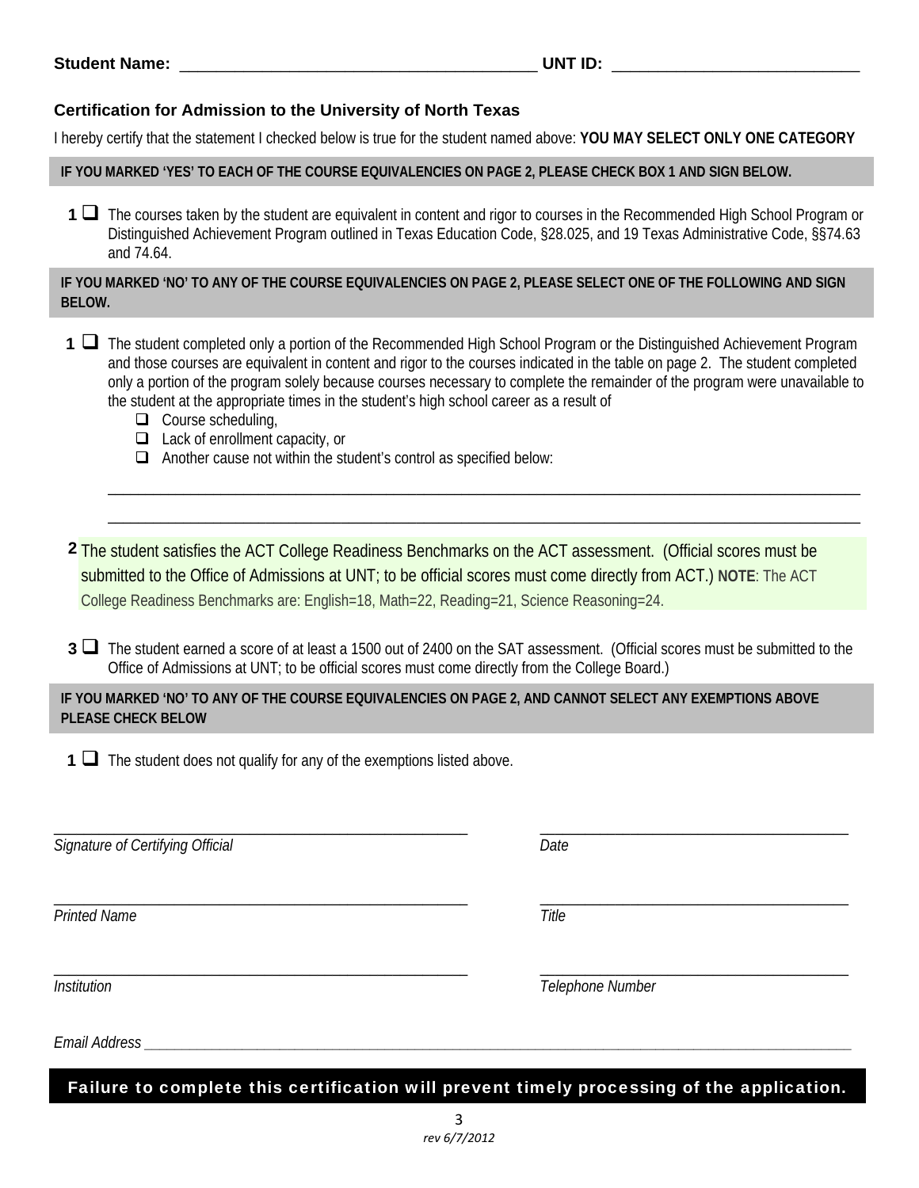**Student Name:** ______________________________________ **UNT ID:** ___________________________

### Certification for Admission to the University of North Texas

I hereby certify that the statement I checked below is true for the student named above: **YOU MAY SELECT ONLY ONE CATEGORY**

**IF YOU MARKED 'YES' TO EACH OF THE COURSE EQUIVALENCIES ON PAGE 2, PLEASE CHECK BOX 1 AND SIGN BELOW.**

**1** ☐ The courses taken by the student are equivalent in content and rigor to courses in the Recommended High School Program or Distinguished Achievement Program outlined in Texas Education Code, §28.025, and 19 Texas Administrative Code, §§74.63 and 74.64.

**IF YOU MARKED 'NO' TO ANY OF THE COURSE EQUIVALENCIES ON PAGE 2, PLEASE SELECT ONE OF THE FOLLOWING AND SIGN BELOW.**

**1** ☐ The student completed only a portion of the Recommended High School Program or the Distinguished Achievement Program and those courses are equivalent in content and rigor to the courses indicated in the table on page 2. The student completed only a portion of the program solely because courses necessary to complete the remainder of the program were unavailable to the student at the appropriate times in the student's high school career as a result of

- ☐ Course scheduling,
- ☐ Lack of enrollment capacity, or
- ☐ Another cause not within the student's control as specified below:

_____________________________________________________________________________

_____________________________________________________________________________

**2** The student satisfies the ACT College Readiness Benchmarks on the ACT assessment. (Official scores must be submitted to the Office of Admissions at UNT; to be official scores must come directly from ACT.) **NOTE**: The ACT College Readiness Benchmarks are: English=18, Math=22, Reading=21, Science Reasoning=24.

**3** ☐ The student earned a score of at least a 1500 out of 2400 on the SAT assessment. (Official scores must be submitted to the Office of Admissions at UNT; to be official scores must come directly from the College Board.)

**IF YOU MARKED 'NO' TO ANY OF THE COURSE EQUIVALENCIES ON PAGE 2, AND CANNOT SELECT ANY EXEMPTIONS ABOVE PLEASE CHECK BELOW**

**1** ☐ The student does not qualify for any of the exemptions listed above.

_______________________________________ _______________________________

*Signature of Certifying Official* *Date*

_______________________________________ _______________________________

*Printed Name* *Title*

_______________________________________ _______________________________

*Institution* *Telephone Number*

*Email Address* _____________________________________________________________

**Failure to complete this certification will prevent timely processing of the application.**

*rev 6/7/2012*